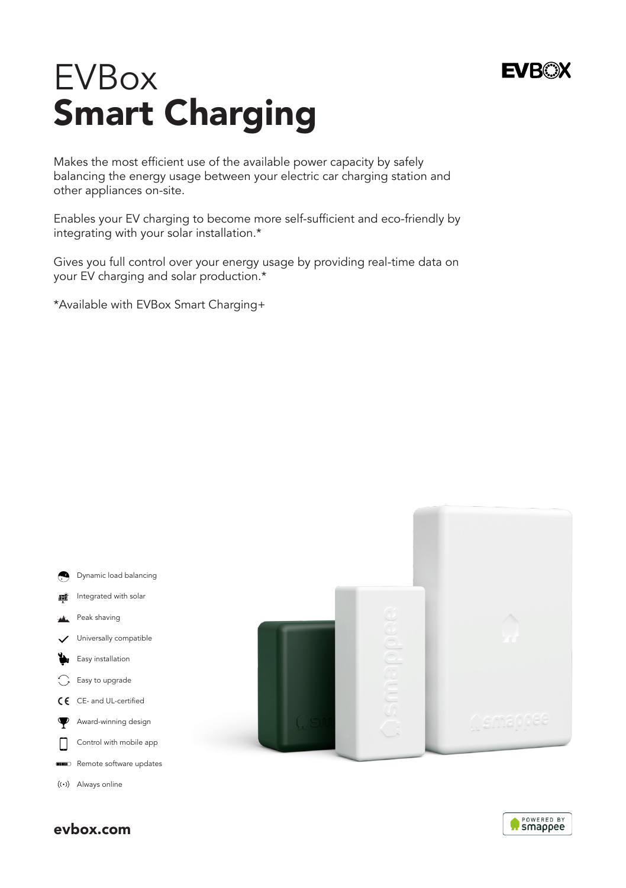# EVBox
# Smart Charging

Makes the most efficient use of the available power capacity by safely balancing the energy usage between your electric car charging station and other appliances on-site.

Enables your EV charging to become more self-sufficient and eco-friendly by integrating with your solar installation.*

Gives you full control over your energy usage by providing real-time data on your EV charging and solar production.*

*Available with EVBox Smart Charging+

- Dynamic load balancing
- Integrated with solar
- Peak shaving
- Universally compatible
- Easy installation
- Easy to upgrade
- CE- and UL-certified
- Award-winning design
- Control with mobile app
- Remote software updates
- Always online

**evbox.com**

POWERED BY smappee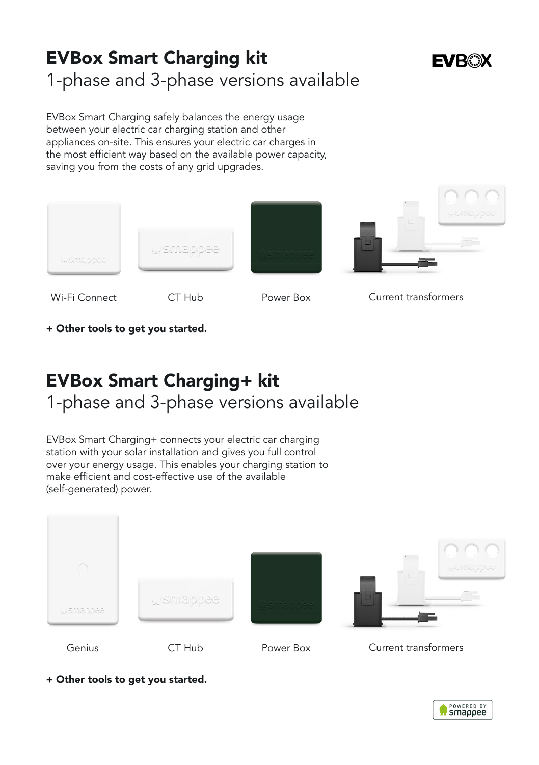# EVBox Smart Charging kit

1-phase and 3-phase versions available

EVBox Smart Charging safely balances the energy usage between your electric car charging station and other appliances on-site. This ensures your electric car charges in the most efficient way based on the available power capacity, saving you from the costs of any grid upgrades.

Wi-Fi Connect

CT Hub

Power Box

Current transformers

**+ Other tools to get you started.**

# EVBox Smart Charging+ kit

1-phase and 3-phase versions available

EVBox Smart Charging+ connects your electric car charging station with your solar installation and gives you full control over your energy usage. This enables your charging station to make efficient and cost-effective use of the available (self-generated) power.

Genius

CT Hub

Power Box

Current transformers

**+ Other tools to get you started.**

POWERED BY smappee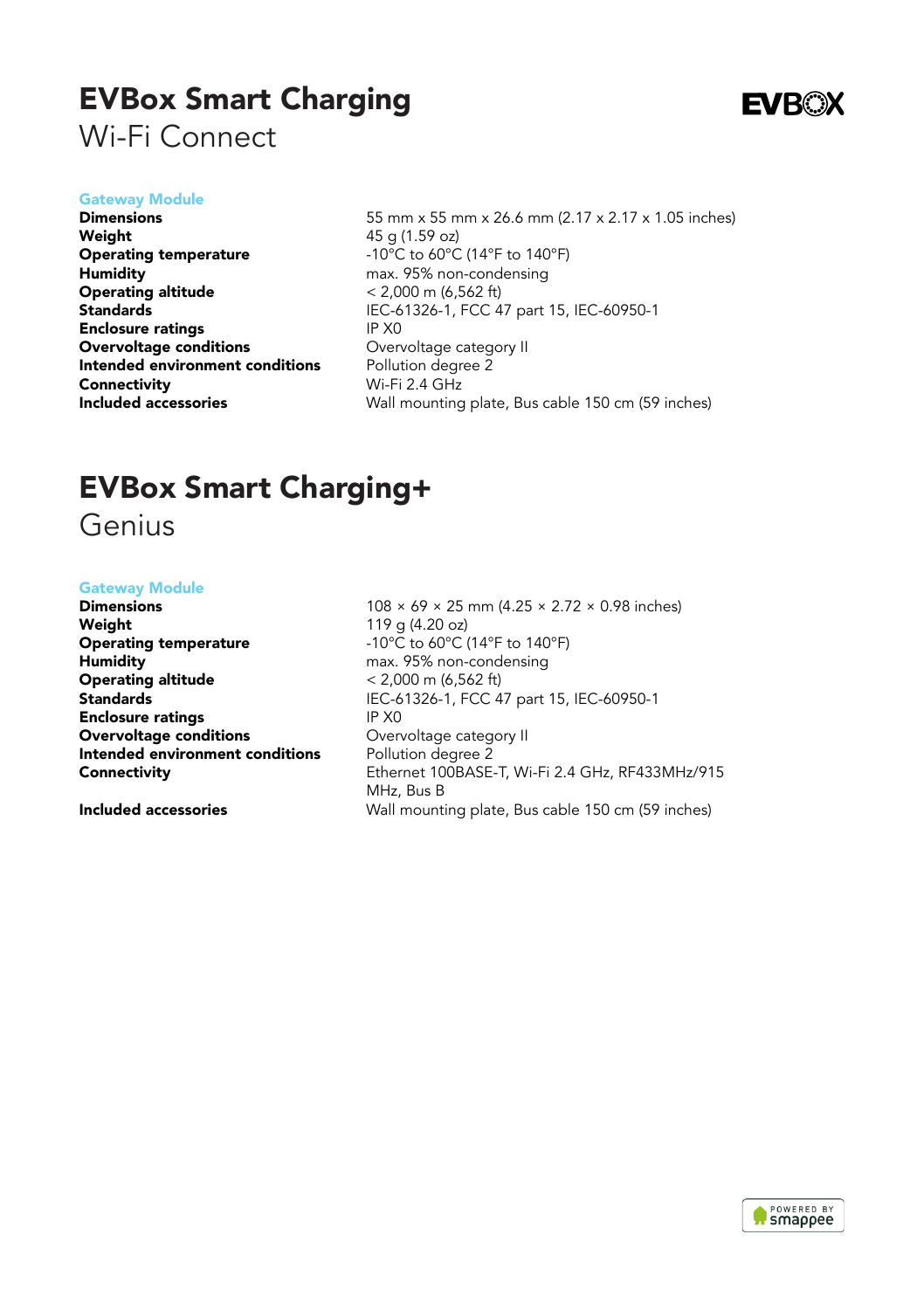# EVBox Smart Charging

## Wi-Fi Connect

### Gateway Module

| | |
|---|---|
| **Dimensions** | 55 mm x 55 mm x 26.6 mm (2.17 x 2.17 x 1.05 inches) |
| **Weight** | 45 g (1.59 oz) |
| **Operating temperature** | -10°C to 60°C (14°F to 140°F) |
| **Humidity** | max. 95% non-condensing |
| **Operating altitude** | < 2,000 m (6,562 ft) |
| **Standards** | IEC-61326-1, FCC 47 part 15, IEC-60950-1 |
| **Enclosure ratings** | IP X0 |
| **Overvoltage conditions** | Overvoltage category II |
| **Intended environment conditions** | Pollution degree 2 |
| **Connectivity** | Wi-Fi 2.4 GHz |
| **Included accessories** | Wall mounting plate, Bus cable 150 cm (59 inches) |

# EVBox Smart Charging+

## Genius

### Gateway Module

| | |
|---|---|
| **Dimensions** | 108 × 69 × 25 mm (4.25 × 2.72 × 0.98 inches) |
| **Weight** | 119 g (4.20 oz) |
| **Operating temperature** | -10°C to 60°C (14°F to 140°F) |
| **Humidity** | max. 95% non-condensing |
| **Operating altitude** | < 2,000 m (6,562 ft) |
| **Standards** | IEC-61326-1, FCC 47 part 15, IEC-60950-1 |
| **Enclosure ratings** | IP X0 |
| **Overvoltage conditions** | Overvoltage category II |
| **Intended environment conditions** | Pollution degree 2 |
| **Connectivity** | Ethernet 100BASE-T, Wi-Fi 2.4 GHz, RF433MHz/915 MHz, Bus B |
| **Included accessories** | Wall mounting plate, Bus cable 150 cm (59 inches) |

POWERED BY smappee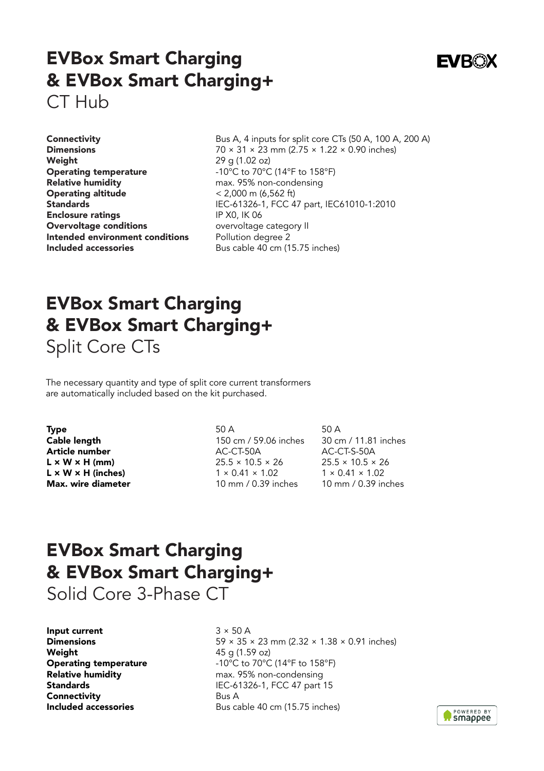# EVBox Smart Charging & EVBox Smart Charging+

## CT Hub

| | |
|---|---|
| **Connectivity** | Bus A, 4 inputs for split core CTs (50 A, 100 A, 200 A) |
| **Dimensions** | 70 × 31 × 23 mm (2.75 × 1.22 × 0.90 inches) |
| **Weight** | 29 g (1.02 oz) |
| **Operating temperature** | -10°C to 70°C (14°F to 158°F) |
| **Relative humidity** | max. 95% non-condensing |
| **Operating altitude** | < 2,000 m (6,562 ft) |
| **Standards** | IEC-61326-1, FCC 47 part, IEC61010-1:2010 |
| **Enclosure ratings** | IP X0, IK 06 |
| **Overvoltage conditions** | overvoltage category II |
| **Intended environment conditions** | Pollution degree 2 |
| **Included accessories** | Bus cable 40 cm (15.75 inches) |

# EVBox Smart Charging & EVBox Smart Charging+

## Split Core CTs

The necessary quantity and type of split core current transformers are automatically included based on the kit purchased.

| **Type** | 50 A | 50 A |
|---|---|---|
| **Cable length** | 150 cm / 59.06 inches | 30 cm / 11.81 inches |
| **Article number** | AC-CT-50A | AC-CT-S-50A |
| **L × W × H (mm)** | 25.5 × 10.5 × 26 | 25.5 × 10.5 × 26 |
| **L × W × H (inches)** | 1 × 0.41 × 1.02 | 1 × 0.41 × 1.02 |
| **Max. wire diameter** | 10 mm / 0.39 inches | 10 mm / 0.39 inches |

# EVBox Smart Charging & EVBox Smart Charging+

## Solid Core 3-Phase CT

| | |
|---|---|
| **Input current** | 3 × 50 A |
| **Dimensions** | 59 × 35 × 23 mm (2.32 × 1.38 × 0.91 inches) |
| **Weight** | 45 g (1.59 oz) |
| **Operating temperature** | -10°C to 70°C (14°F to 158°F) |
| **Relative humidity** | max. 95% non-condensing |
| **Standards** | IEC-61326-1, FCC 47 part 15 |
| **Connectivity** | Bus A |
| **Included accessories** | Bus cable 40 cm (15.75 inches) |

POWERED BY smappee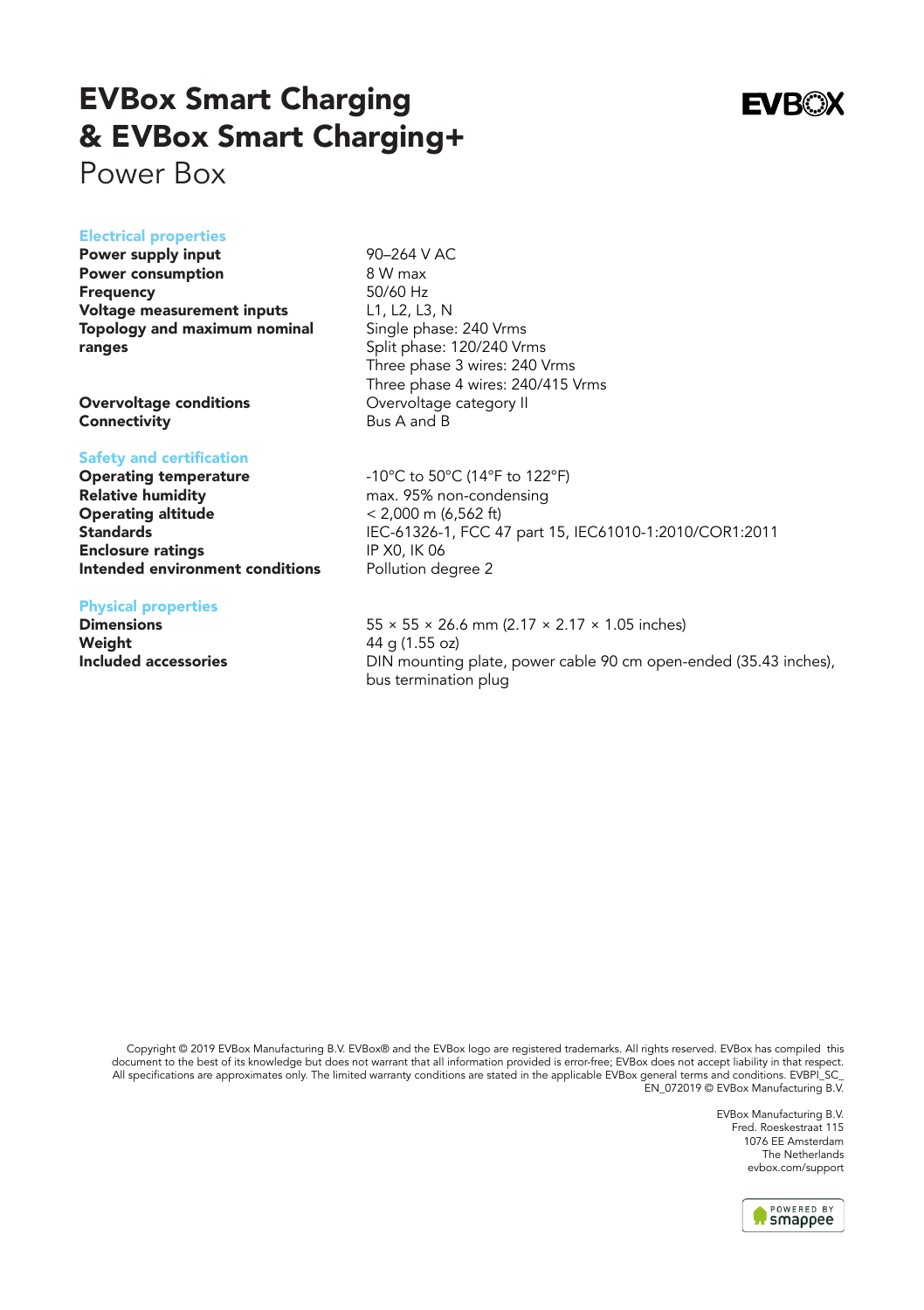# EVBox Smart Charging & EVBox Smart Charging+

Power Box

EVBOX

## Electrical properties

| | |
|---|---|
| **Power supply input** | 90–264 V AC |
| **Power consumption** | 8 W max |
| **Frequency** | 50/60 Hz |
| **Voltage measurement inputs** | L1, L2, L3, N |
| **Topology and maximum nominal ranges** | Single phase: 240 Vrms<br>Split phase: 120/240 Vrms<br>Three phase 3 wires: 240 Vrms<br>Three phase 4 wires: 240/415 Vrms |
| **Overvoltage conditions** | Overvoltage category II |
| **Connectivity** | Bus A and B |

## Safety and certification

| | |
|---|---|
| **Operating temperature** | -10°C to 50°C (14°F to 122°F) |
| **Relative humidity** | max. 95% non-condensing |
| **Operating altitude** | < 2,000 m (6,562 ft) |
| **Standards** | IEC-61326-1, FCC 47 part 15, IEC61010-1:2010/COR1:2011 |
| **Enclosure ratings** | IP X0, IK 06 |
| **Intended environment conditions** | Pollution degree 2 |

## Physical properties

| | |
|---|---|
| **Dimensions** | 55 × 55 × 26.6 mm (2.17 × 2.17 × 1.05 inches) |
| **Weight** | 44 g (1.55 oz) |
| **Included accessories** | DIN mounting plate, power cable 90 cm open-ended (35.43 inches), bus termination plug |

Copyright © 2019 EVBox Manufacturing B.V. EVBox® and the EVBox logo are registered trademarks. All rights reserved. EVBox has compiled this document to the best of its knowledge but does not warrant that all information provided is error-free; EVBox does not accept liability in that respect. All specifications are approximates only. The limited warranty conditions are stated in the applicable EVBox general terms and conditions. EVBPI_SC_EN_072019 © EVBox Manufacturing B.V.

EVBox Manufacturing B.V.
Fred. Roeskestraat 115
1076 EE Amsterdam
The Netherlands
evbox.com/support

POWERED BY smappee